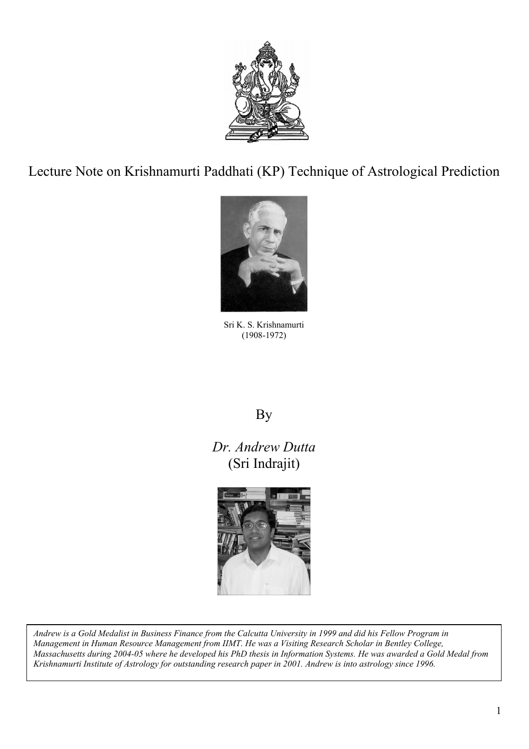# Lecture Note on Krishnamurti Paddhati (KP) Technique of Astrological Prediction

Sri K. S. Krishnamurti
(1908-1972)

By

*Dr. Andrew Dutta*
(Sri Indrajit)

*Andrew is a Gold Medalist in Business Finance from the Calcutta University in 1999 and did his Fellow Program in Management in Human Resource Management from IIMT. He was a Visiting Research Scholar in Bentley College, Massachusetts during 2004-05 where he developed his PhD thesis in Information Systems. He was awarded a Gold Medal from Krishnamurti Institute of Astrology for outstanding research paper in 2001. Andrew is into astrology since 1996.*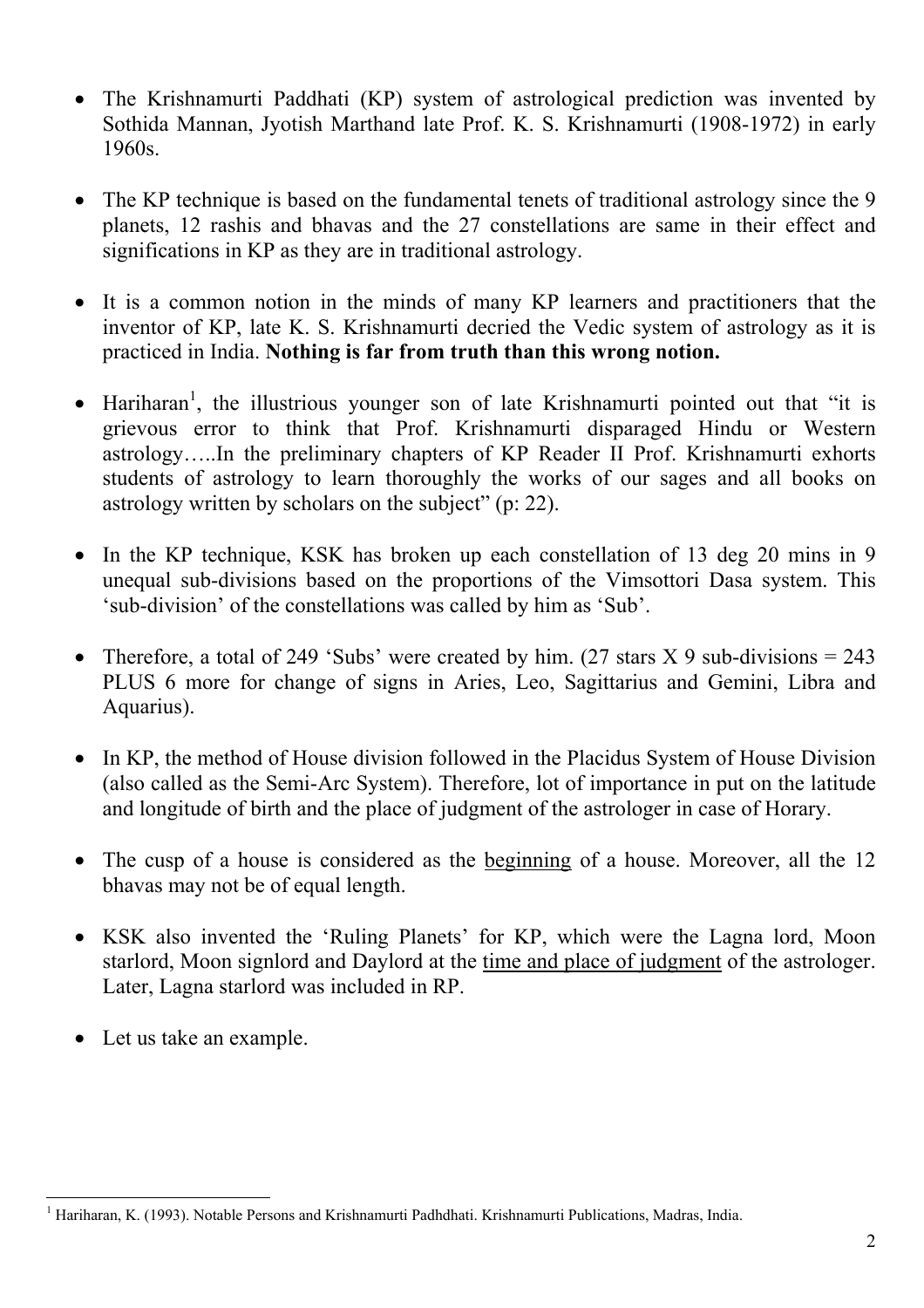- The Krishnamurti Paddhati (KP) system of astrological prediction was invented by Sothida Mannan, Jyotish Marthand late Prof. K. S. Krishnamurti (1908-1972) in early 1960s.

- The KP technique is based on the fundamental tenets of traditional astrology since the 9 planets, 12 rashis and bhavas and the 27 constellations are same in their effect and significations in KP as they are in traditional astrology.

- It is a common notion in the minds of many KP learners and practitioners that the inventor of KP, late K. S. Krishnamurti decried the Vedic system of astrology as it is practiced in India. **Nothing is far from truth than this wrong notion.**

- Hariharan[1], the illustrious younger son of late Krishnamurti pointed out that "it is grievous error to think that Prof. Krishnamurti disparaged Hindu or Western astrology…..In the preliminary chapters of KP Reader II Prof. Krishnamurti exhorts students of astrology to learn thoroughly the works of our sages and all books on astrology written by scholars on the subject" (p: 22).

- In the KP technique, KSK has broken up each constellation of 13 deg 20 mins in 9 unequal sub-divisions based on the proportions of the Vimsottori Dasa system. This 'sub-division' of the constellations was called by him as 'Sub'.

- Therefore, a total of 249 'Subs' were created by him. (27 stars X 9 sub-divisions = 243 PLUS 6 more for change of signs in Aries, Leo, Sagittarius and Gemini, Libra and Aquarius).

- In KP, the method of House division followed in the Placidus System of House Division (also called as the Semi-Arc System). Therefore, lot of importance in put on the latitude and longitude of birth and the place of judgment of the astrologer in case of Horary.

- The cusp of a house is considered as the <u>beginning</u> of a house. Moreover, all the 12 bhavas may not be of equal length.

- KSK also invented the 'Ruling Planets' for KP, which were the Lagna lord, Moon starlord, Moon signlord and Daylord at the <u>time and place of judgment</u> of the astrologer. Later, Lagna starlord was included in RP.

- Let us take an example.

[1] Hariharan, K. (1993). Notable Persons and Krishnamurti Padhdhati. Krishnamurti Publications, Madras, India.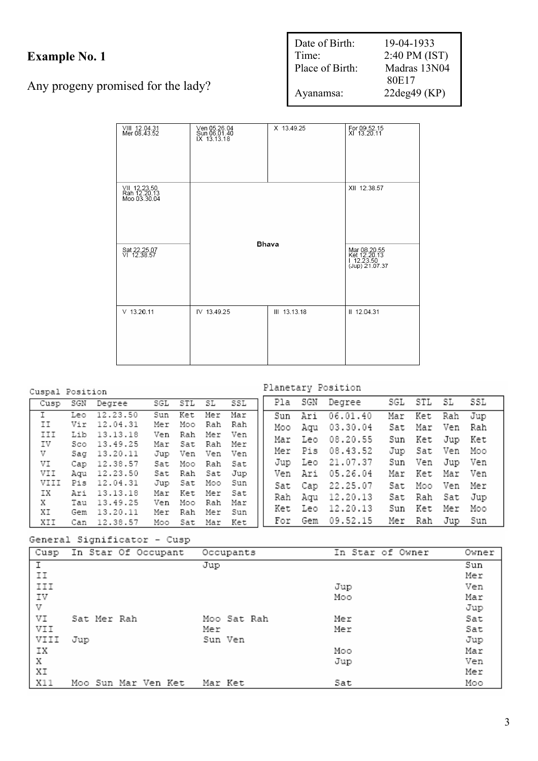## Example No. 1

Any progeny promised for the lady?

| | |
|---|---|
| Date of Birth: | 19-04-1933 |
| Time: | 2:40 PM (IST) |
| Place of Birth: | Madras 13N04 80E17 |
| Ayanamsa: | 22deg49 (KP) |

| | | | |
|---|---|---|---|
| VIII 12.04.31<br>Mer 08.43.52 | Ven 05.26.04<br>Sun 06.01.40<br>IX 13.13.18 | X 13.49.25 | For 09.52.15<br>XI 13.20.11 |
| VII 12.23.50<br>Rah 12.20.13<br>Moo 03.30.04 | **Bhava** | | XII 12.38.57 |
| Sat 22.25.07<br>VI 12.38.57 | | | Mar 08.20.55<br>Ket 12.20.13<br>I 12.23.50<br>(Jup) 21.07.37 |
| V 13.20.11 | IV 13.49.25 | III 13.13.18 | II 12.04.31 |

Cuspal Position

| Cusp | SGN | Degree | SGL | STL | SL | SSL |
|---|---|---|---|---|---|---|
| I | Leo | 12.23.50 | Sun | Ket | Mer | Mar |
| II | Vir | 12.04.31 | Mer | Moo | Rah | Rah |
| III | Lib | 13.13.18 | Ven | Rah | Mer | Ven |
| IV | Sco | 13.49.25 | Mar | Sat | Rah | Mer |
| V | Sag | 13.20.11 | Jup | Ven | Ven | Ven |
| VI | Cap | 12.38.57 | Sat | Moo | Rah | Sat |
| VII | Aqu | 12.23.50 | Sat | Rah | Sat | Jup |
| VIII | Pis | 12.04.31 | Jup | Sat | Moo | Sun |
| IX | Ari | 13.13.18 | Mar | Ket | Mer | Sat |
| X | Tau | 13.49.25 | Ven | Moo | Rah | Mar |
| XI | Gem | 13.20.11 | Mer | Rah | Mer | Sun |
| XII | Can | 12.38.57 | Moo | Sat | Mar | Ket |

Planetary Position

| Pla | SGN | Degree | SGL | STL | SL | SSL |
|---|---|---|---|---|---|---|
| Sun | Ari | 06.01.40 | Mar | Ket | Rah | Jup |
| Moo | Aqu | 03.30.04 | Sat | Mar | Ven | Rah |
| Mar | Leo | 08.20.55 | Sun | Ket | Jup | Ket |
| Mer | Pis | 08.43.52 | Jup | Sat | Ven | Moo |
| Jup | Leo | 21.07.37 | Sun | Ven | Jup | Ven |
| Ven | Ari | 05.26.04 | Mar | Ket | Mar | Ven |
| Sat | Cap | 22.25.07 | Sat | Moo | Ven | Mer |
| Rah | Aqu | 12.20.13 | Sat | Rah | Sat | Jup |
| Ket | Leo | 12.20.13 | Sun | Ket | Mer | Moo |
| For | Gem | 09.52.15 | Mer | Rah | Jup | Sun |

General Significator - Cusp

| Cusp | In Star Of Occupant | Occupants | In Star of Owner | Owner |
|---|---|---|---|---|
| I | | Jup | | Sun |
| II | | | | Mer |
| III | | | Jup | Ven |
| IV | | | Moo | Mar |
| V | | | | Jup |
| VI | Sat Mer Rah | Moo Sat Rah | Mer | Sat |
| VII | | Mer | Mer | Sat |
| VIII | Jup | Sun Ven | | Jup |
| IX | | | Moo | Mar |
| X | | | Jup | Ven |
| XI | | | | Mer |
| X11 | Moo Sun Mar Ven Ket | Mar Ket | Sat | Moo |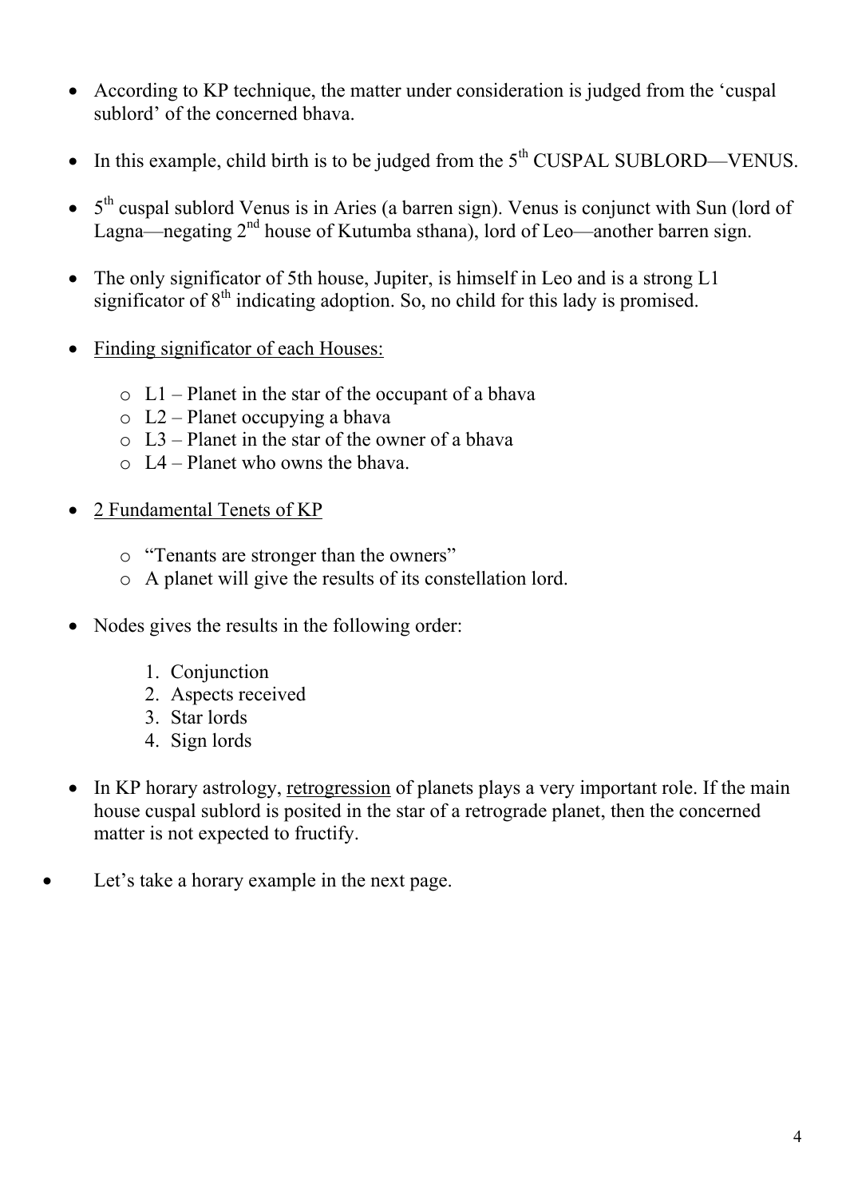- According to KP technique, the matter under consideration is judged from the 'cuspal sublord' of the concerned bhava.

- In this example, child birth is to be judged from the 5th CUSPAL SUBLORD—VENUS.

- 5th cuspal sublord Venus is in Aries (a barren sign). Venus is conjunct with Sun (lord of Lagna—negating 2nd house of Kutumba sthana), lord of Leo—another barren sign.

- The only significator of 5th house, Jupiter, is himself in Leo and is a strong L1 significator of 8th indicating adoption. So, no child for this lady is promised.

- <u>Finding significator of each Houses:</u>

  - L1 – Planet in the star of the occupant of a bhava
  - L2 – Planet occupying a bhava
  - L3 – Planet in the star of the owner of a bhava
  - L4 – Planet who owns the bhava.

- <u>2 Fundamental Tenets of KP</u>

  - "Tenants are stronger than the owners"
  - A planet will give the results of its constellation lord.

- Nodes gives the results in the following order:

  1. Conjunction
  2. Aspects received
  3. Star lords
  4. Sign lords

- In KP horary astrology, <u>retrogression</u> of planets plays a very important role. If the main house cuspal sublord is posited in the star of a retrograde planet, then the concerned matter is not expected to fructify.

- Let's take a horary example in the next page.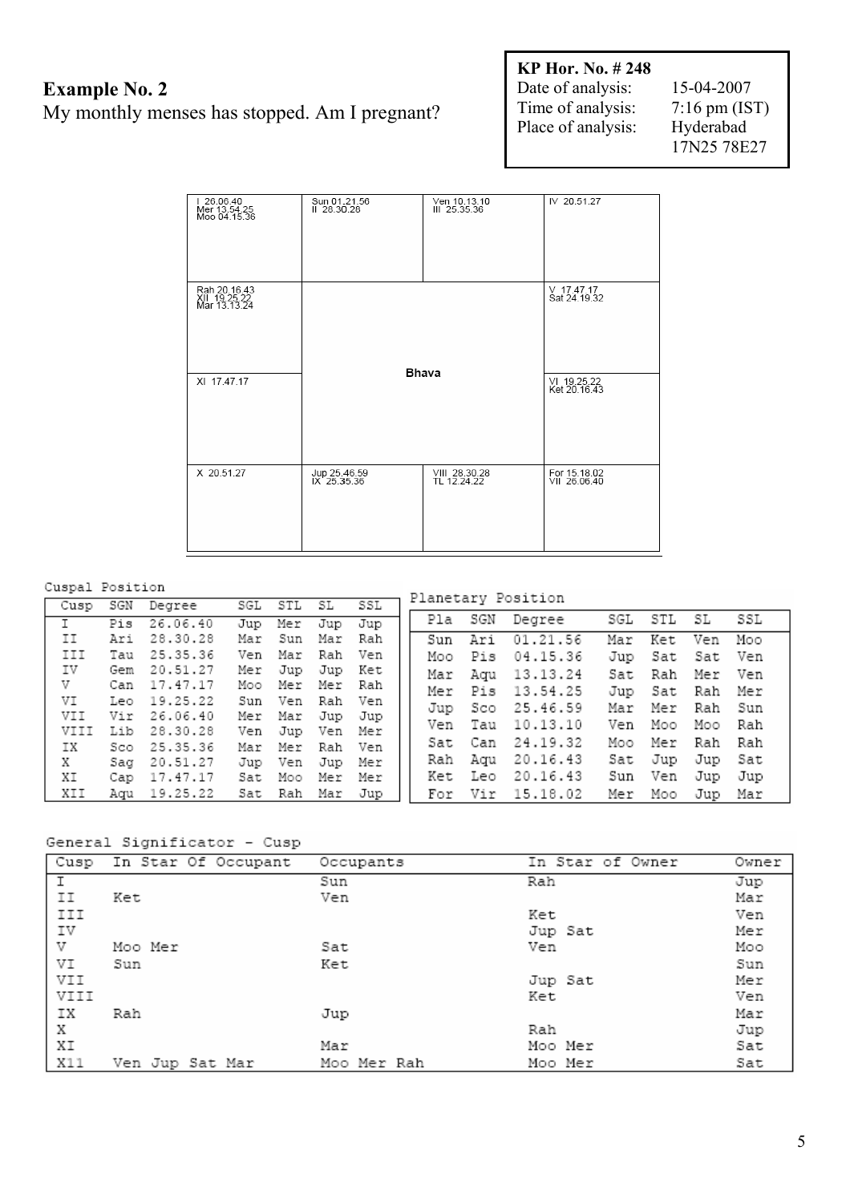## Example No. 2

My monthly menses has stopped. Am I pregnant?

| **KP Hor. No. # 248** | |
|---|---|
| Date of analysis: | 15-04-2007 |
| Time of analysis: | 7:16 pm (IST) |
| Place of analysis: | Hyderabad 17N25 78E27 |

**Bhava**

| | | | |
|---|---|---|---|
| I 26.06.40<br>Mer 13.54.25<br>Moo 04.15.36 | Sun 01.21.56<br>II 28.30.28 | Ven 10.13.10<br>III 25.35.36 | IV 20.51.27 |
| Rah 20.16.43<br>XII 19.25.22<br>Mar 13.13.24 | | | V 17.47.17<br>Sat 24.19.32 |
| XI 17.47.17 | | | VI 19.25.22<br>Ket 20.16.43 |
| X 20.51.27 | Jup 25.46.59<br>IX 25.35.36 | VIII 28.30.28<br>TL 12.24.22 | For 15.18.02<br>VII 26.06.40 |

Cuspal Position

| Cusp | SGN | Degree | SGL | STL | SL | SSL |
|---|---|---|---|---|---|---|
| I | Pis | 26.06.40 | Jup | Mer | Jup | Jup |
| II | Ari | 28.30.28 | Mar | Sun | Mar | Rah |
| III | Tau | 25.35.36 | Ven | Mar | Rah | Ven |
| IV | Gem | 20.51.27 | Mer | Jup | Jup | Ket |
| V | Can | 17.47.17 | Moo | Mer | Mer | Rah |
| VI | Leo | 19.25.22 | Sun | Ven | Rah | Ven |
| VII | Vir | 26.06.40 | Mer | Mar | Jup | Jup |
| VIII | Lib | 28.30.28 | Ven | Jup | Ven | Mer |
| IX | Sco | 25.35.36 | Mar | Mer | Rah | Ven |
| X | Sag | 20.51.27 | Jup | Ven | Jup | Mer |
| XI | Cap | 17.47.17 | Sat | Moo | Mer | Mer |
| XII | Aqu | 19.25.22 | Sat | Rah | Mar | Jup |

Planetary Position

| Pla | SGN | Degree | SGL | STL | SL | SSL |
|---|---|---|---|---|---|---|
| Sun | Ari | 01.21.56 | Mar | Ket | Ven | Moo |
| Moo | Pis | 04.15.36 | Jup | Sat | Sat | Ven |
| Mar | Aqu | 13.13.24 | Sat | Rah | Mer | Ven |
| Mer | Pis | 13.54.25 | Jup | Sat | Rah | Mer |
| Jup | Sco | 25.46.59 | Mar | Mer | Rah | Sun |
| Ven | Tau | 10.13.10 | Ven | Moo | Moo | Rah |
| Sat | Can | 24.19.32 | Moo | Mer | Rah | Rah |
| Rah | Aqu | 20.16.43 | Sat | Jup | Jup | Sat |
| Ket | Leo | 20.16.43 | Sun | Ven | Jup | Jup |
| For | Vir | 15.18.02 | Mer | Moo | Jup | Mar |

General Significator - Cusp

| Cusp | In Star Of Occupant | Occupants | In Star of Owner | Owner |
|---|---|---|---|---|
| I | | Sun | Rah | Jup |
| II | Ket | Ven | | Mar |
| III | | | Ket | Ven |
| IV | | | Jup Sat | Mer |
| V | Moo Mer | Sat | Ven | Moo |
| VI | Sun | Ket | | Sun |
| VII | | | Jup Sat | Mer |
| VIII | | | Ket | Ven |
| IX | Rah | Jup | | Mar |
| X | | | Rah | Jup |
| XI | | Mar | Moo Mer | Sat |
| X11 | Ven Jup Sat Mar | Moo Mer Rah | Moo Mer | Sat |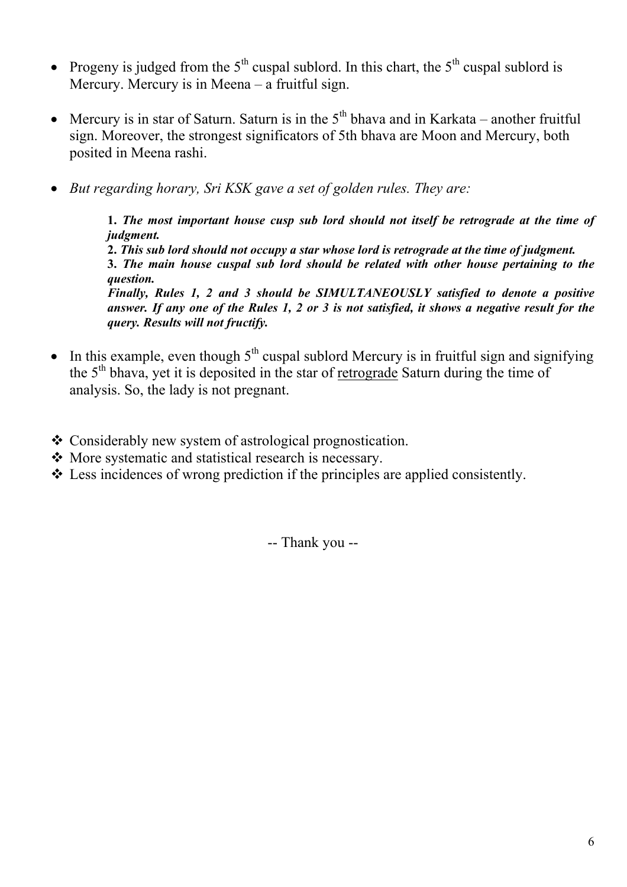- Progeny is judged from the 5th cuspal sublord. In this chart, the 5th cuspal sublord is Mercury. Mercury is in Meena – a fruitful sign.

- Mercury is in star of Saturn. Saturn is in the 5th bhava and in Karkata – another fruitful sign. Moreover, the strongest significators of 5th bhava are Moon and Mercury, both posited in Meena rashi.

- *But regarding horary, Sri KSK gave a set of golden rules. They are:*

> **1.** ***The most important house cusp sub lord should not itself be retrograde at the time of judgment.***
> **2.** ***This sub lord should not occupy a star whose lord is retrograde at the time of judgment.***
> **3.** ***The main house cuspal sub lord should be related with other house pertaining to the question.***
> ***Finally, Rules 1, 2 and 3 should be SIMULTANEOUSLY satisfied to denote a positive answer. If any one of the Rules 1, 2 or 3 is not satisfied, it shows a negative result for the query. Results will not fructify.***

- In this example, even though 5th cuspal sublord Mercury is in fruitful sign and signifying the 5th bhava, yet it is deposited in the star of <u>retrograde</u> Saturn during the time of analysis. So, the lady is not pregnant.

❖ Considerably new system of astrological prognostication.
❖ More systematic and statistical research is necessary.
❖ Less incidences of wrong prediction if the principles are applied consistently.

-- Thank you --